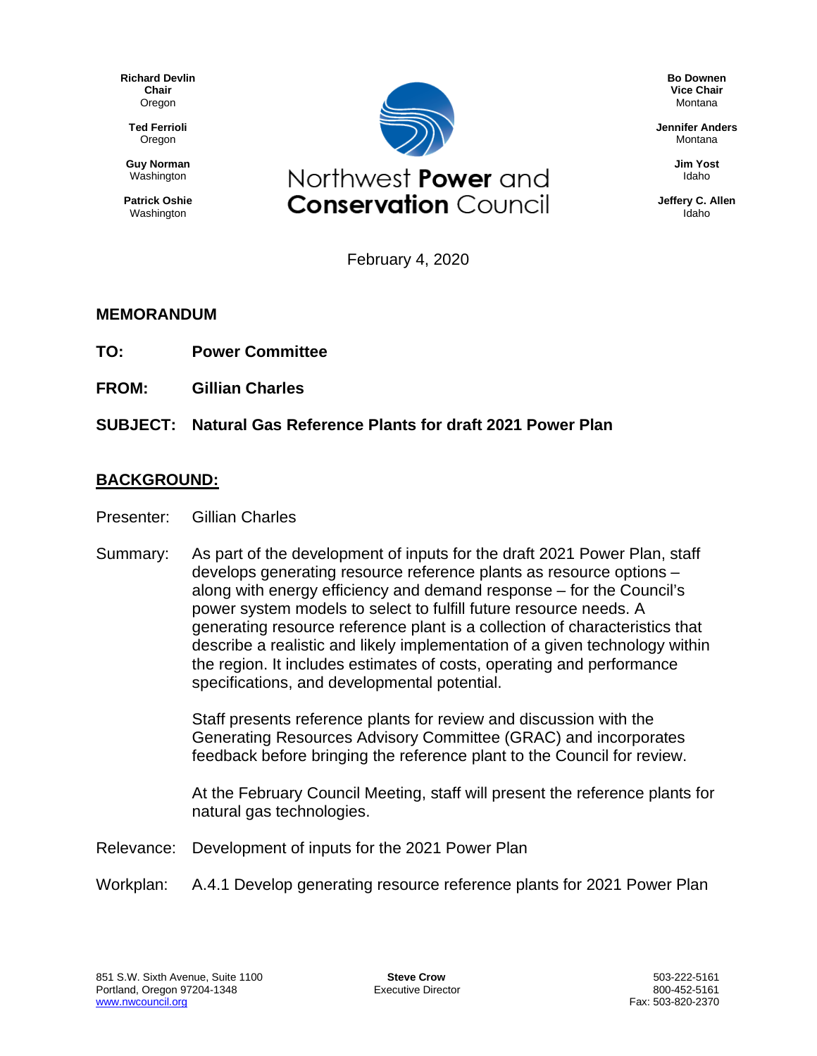Richard Devlin
**Chair**
Oregon

Ted Ferrioli
Oregon

Guy Norman
Washington

Patrick Oshie
Washington

# Northwest **Power** and **Conservation** Council

**Bo Downen**
**Vice Chair**
Montana

**Jennifer Anders**
Montana

**Jim Yost**
Idaho

**Jeffery C. Allen**
Idaho

February 4, 2020

## MEMORANDUM

**TO:** **Power Committee**

**FROM:** **Gillian Charles**

**SUBJECT:** **Natural Gas Reference Plants for draft 2021 Power Plan**

## BACKGROUND:

Presenter: Gillian Charles

Summary: As part of the development of inputs for the draft 2021 Power Plan, staff develops generating resource reference plants as resource options – along with energy efficiency and demand response – for the Council's power system models to select to fulfill future resource needs. A generating resource reference plant is a collection of characteristics that describe a realistic and likely implementation of a given technology within the region. It includes estimates of costs, operating and performance specifications, and developmental potential.

Staff presents reference plants for review and discussion with the Generating Resources Advisory Committee (GRAC) and incorporates feedback before bringing the reference plant to the Council for review.

At the February Council Meeting, staff will present the reference plants for natural gas technologies.

Relevance: Development of inputs for the 2021 Power Plan

Workplan: A.4.1 Develop generating resource reference plants for 2021 Power Plan

851 S.W. Sixth Avenue, Suite 1100
Portland, Oregon 97204-1348
www.nwcouncil.org

**Steve Crow**
Executive Director

503-222-5161
800-452-5161
Fax: 503-820-2370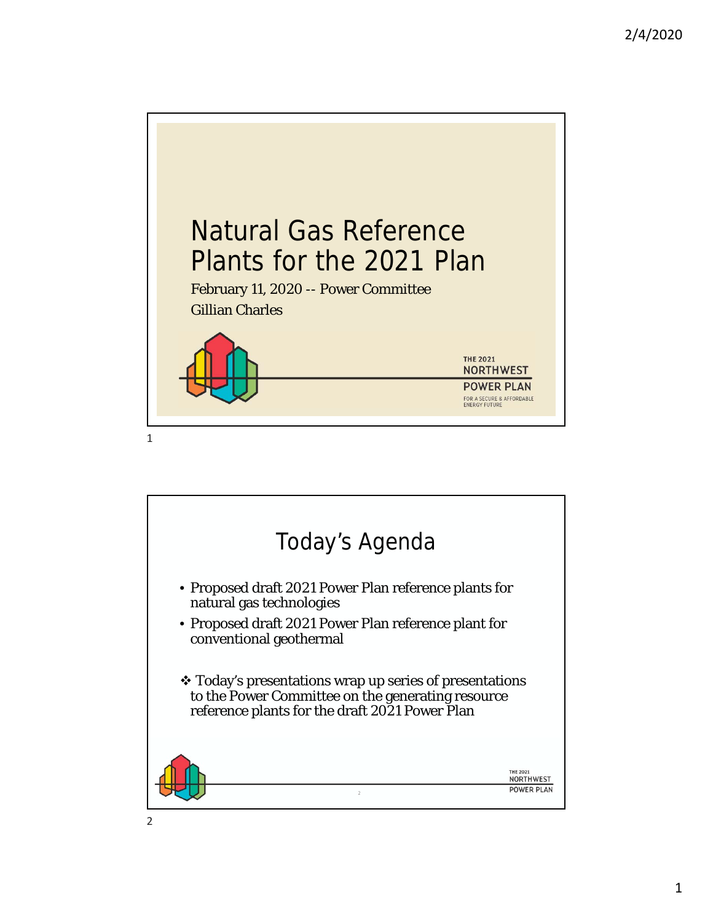# Natural Gas Reference Plants for the 2021 Plan

February 11, 2020 -- Power Committee

Gillian Charles

THE 2021 NORTHWEST POWER PLAN

FOR A SECURE & AFFORDABLE ENERGY FUTURE

## Today's Agenda

- Proposed draft 2021 Power Plan reference plants for natural gas technologies
- Proposed draft 2021 Power Plan reference plant for conventional geothermal

❖ Today's presentations wrap up series of presentations to the Power Committee on the generating resource reference plants for the draft 2021 Power Plan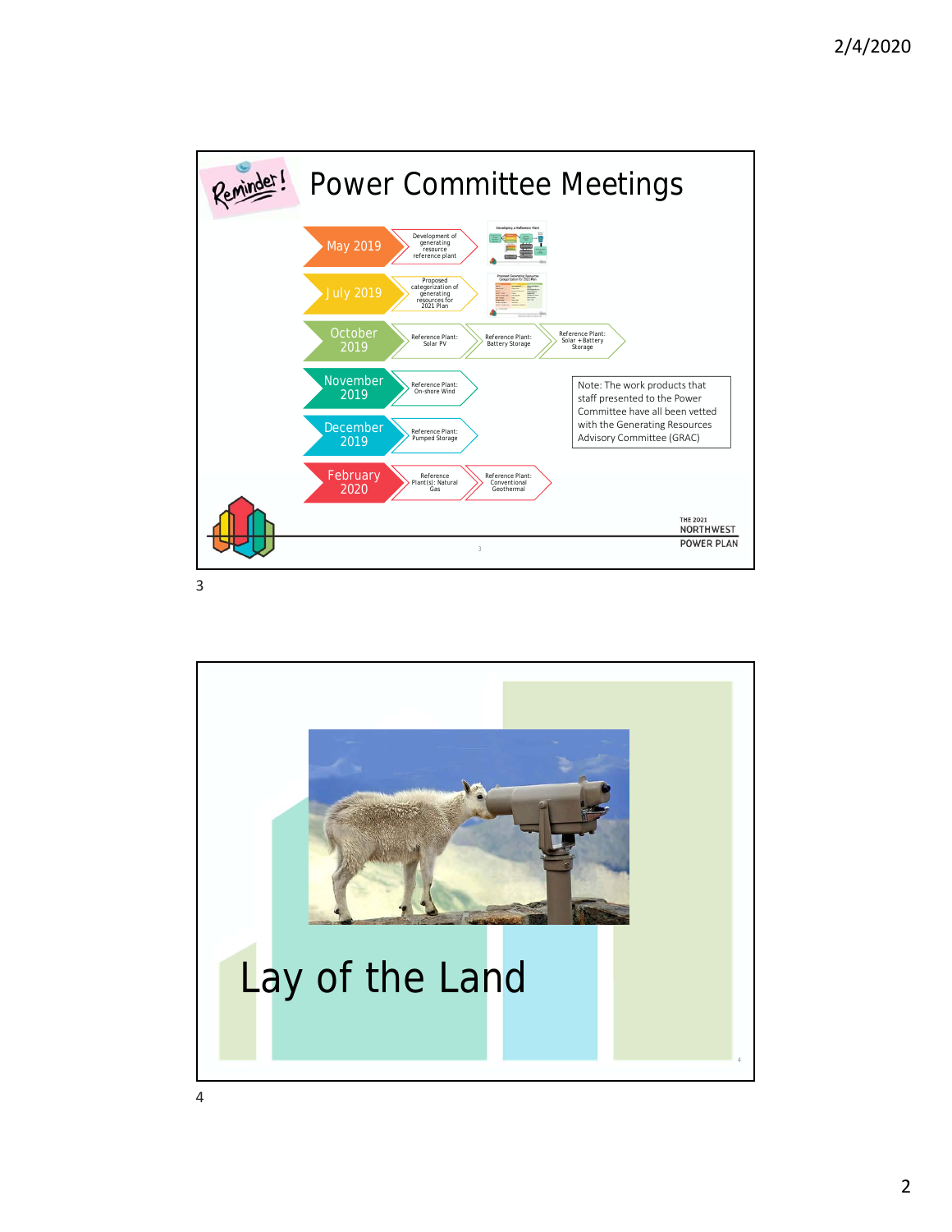# Power Committee Meetings

Reminder!

- **May 2019** — Development of generating resource reference plant
- **July 2019** — Proposed categorization of generating resources for 2021 Plan
- **October 2019** — Reference Plant: Solar PV; Reference Plant: Battery Storage; Reference Plant: Solar + Battery Storage
- **November 2019** — Reference Plant: On-shore Wind
- **December 2019** — Reference Plant: Pumped Storage
- **February 2020** — Reference Plant(s): Natural Gas; Reference Plant: Conventional Geothermal

Note: The work products that staff presented to the Power Committee have all been vetted with the Generating Resources Advisory Committee (GRAC)

# Lay of the Land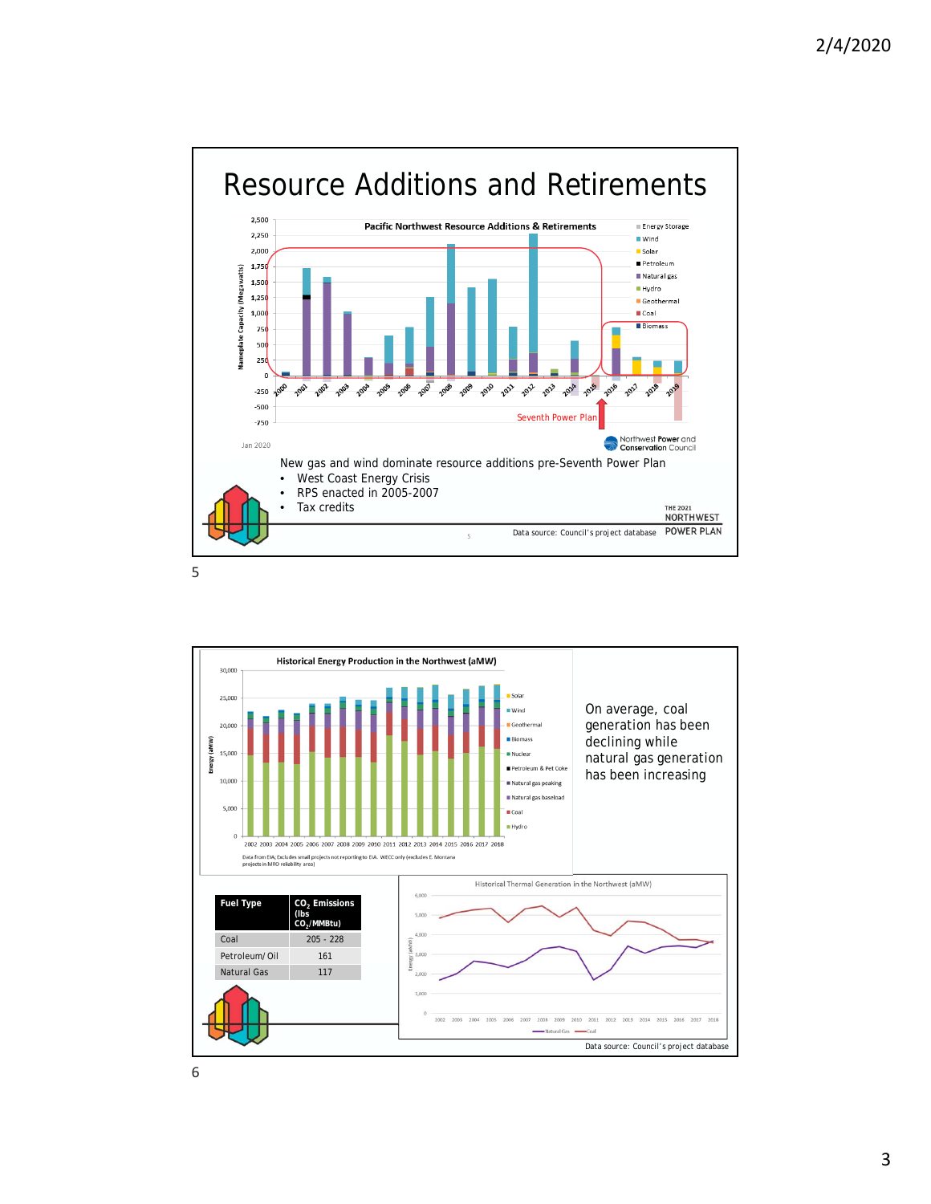# Resource Additions and Retirements

**Pacific Northwest Resource Additions & Retirements**

Jan 2020

Seventh Power Plan

Northwest Power and Conservation Council

New gas and wind dominate resource additions pre-Seventh Power Plan

- West Coast Energy Crisis
- RPS enacted in 2005-2007
- Tax credits

THE 2021 NORTHWEST POWER PLAN

Data source: Council's project database

**Historical Energy Production in the Northwest (aMW)**

Data from EIA; Excludes small projects not reporting to EIA. WECC only (excludes E. Montana projects in MRO reliability area)

On average, coal generation has been declining while natural gas generation has been increasing

| Fuel Type | $CO_2$ Emissions (lbs $CO_2$/MMBtu) |
|---|---|
| Coal | 205 - 228 |
| Petroleum/ Oil | 161 |
| Natural Gas | 117 |

Historical Thermal Generation in the Northwest (aMW)

Data source: Council's project database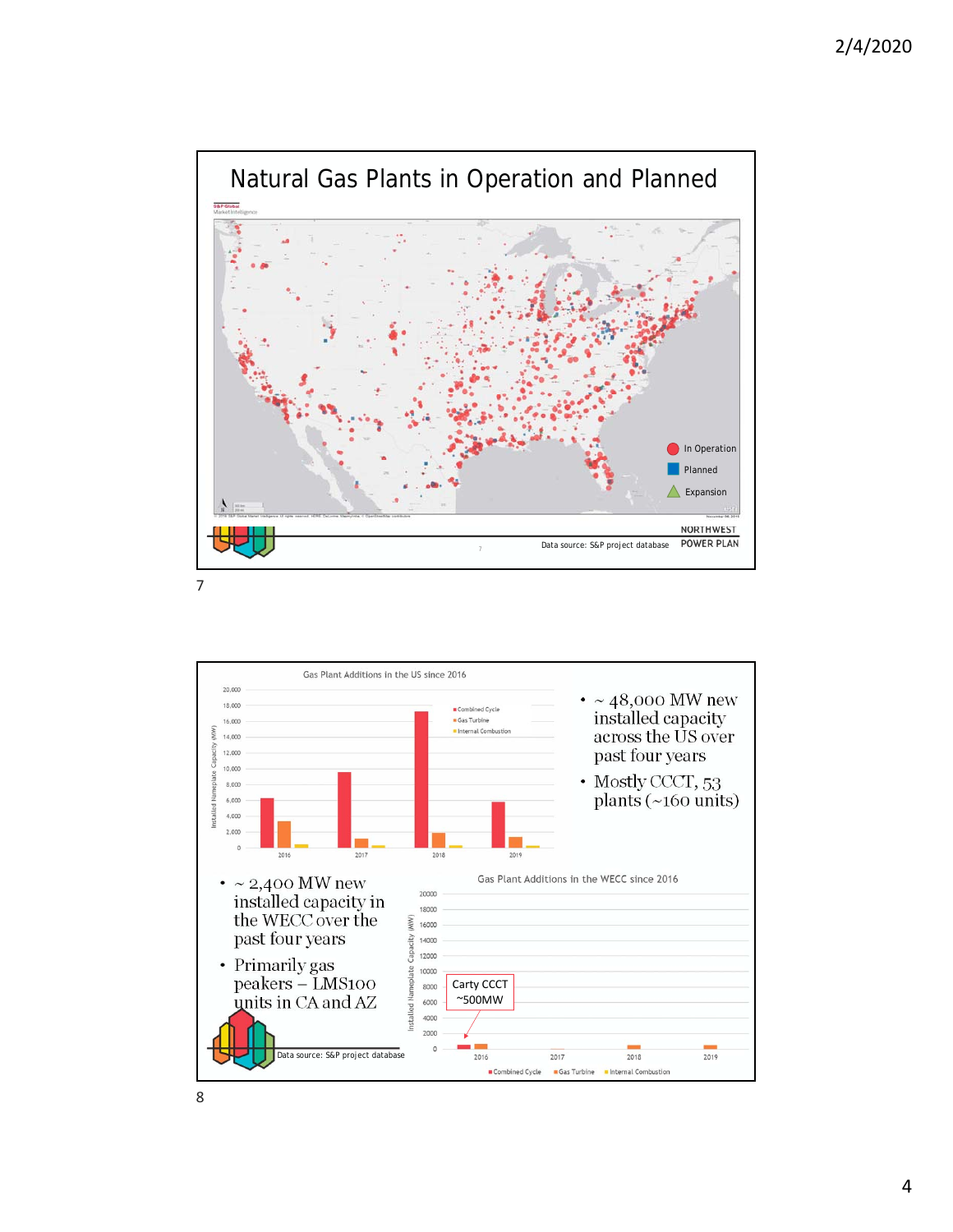# Natural Gas Plants in Operation and Planned

In Operation

Planned

Expansion

Data source: S&P project database

---

Gas Plant Additions in the US since 2016

- ~ 48,000 MW new installed capacity across the US over past four years
- Mostly CCCT, 53 plants (~160 units)

Gas Plant Additions in the WECC since 2016

- ~ 2,400 MW new installed capacity in the WECC over the past four years
- Primarily gas peakers – LMS100 units in CA and AZ

Carty CCCT ~500MW

Data source: S&P project database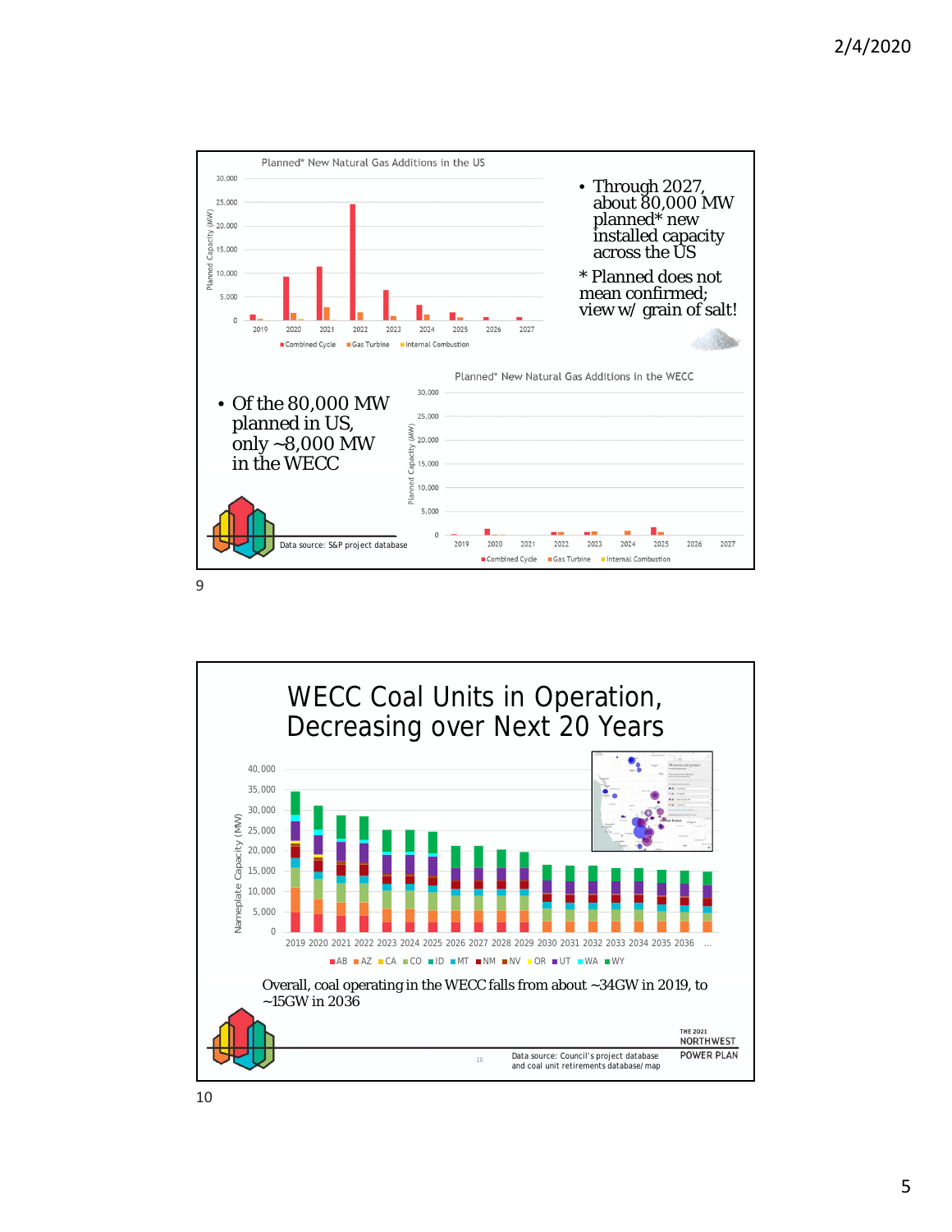## Planned* New Natural Gas Additions in the US

- Through 2027, about 80,000 MW planned* new installed capacity across the US

* Planned does not mean confirmed; view w/ grain of salt!

## Planned* New Natural Gas Additions in the WECC

- Of the 80,000 MW planned in US, only ~8,000 MW in the WECC

Data source: S&P project database

# WECC Coal Units in Operation, Decreasing over Next 20 Years

Overall, coal operating in the WECC falls from about ~34GW in 2019, to ~15GW in 2036

Data source: Council's project database and coal unit retirements database/ map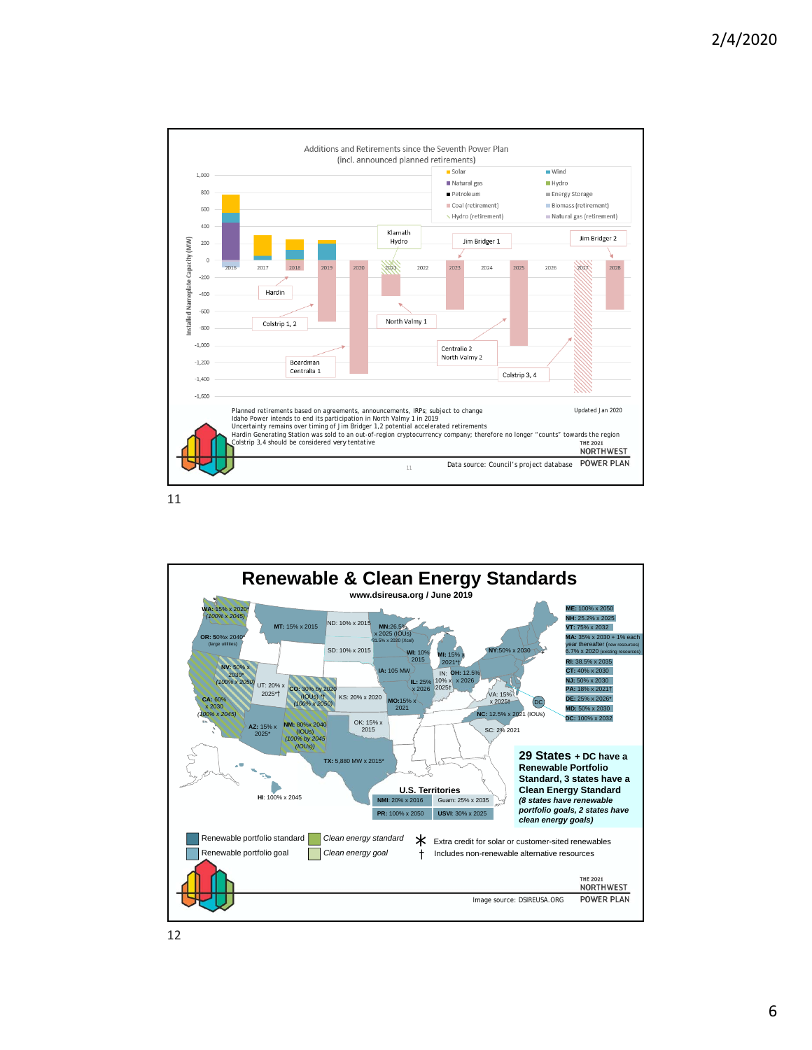## Additions and Retirements since the Seventh Power Plan
(incl. announced planned retirements)

Legend: Solar; Wind; Natural gas; Hydro; Petroleum; Energy Storage; Coal (retirement); Biomass (retirement); Hydro (retirement); Natural gas (retirement)

Installed Nameplate Capacity (MW)

Years: 2016, 2017, 2018, 2019, 2020, 2021, 2022, 2023, 2024, 2025, 2026, 2027, 2028

Labels: Hardin; Colstrip 1, 2; Boardman, Centralia 1; Klamath Hydro; North Valmy 1; Jim Bridger 1; Centralia 2, North Valmy 2; Colstrip 3, 4; Jim Bridger 2

Planned retirements based on agreements, announcements, IRPs; subject to change
Idaho Power intends to end its participation in North Valmy 1 in 2019
Uncertainty remains over timing of Jim Bridger 1,2 potential accelerated retirements
Hardin Generating Station was sold to an out-of-region cryptocurrency company; therefore no longer "counts" towards the region
Colstrip 3,4 should be considered very tentative

Updated Jan 2020

Data source: Council's project database

THE 2021 NORTHWEST POWER PLAN

11

## Renewable & Clean Energy Standards

**www.dsireusa.org / June 2019**

- **WA:** 15% x 2020* *(100% x 2045)*
- **OR:** 50%x 2040* (large utilities)
- **CA:** 60% x 2030 *(100% x 2045)*
- **MT:** 15% x 2015
- **NV:** 50% x 2030* *(100% x 2050)*
- UT: 20% x 2025*†
- **AZ:** 15% x 2025*
- **NM:** 80%x 2040 (IOUs) *(100% by 2045 (IOUs))*
- **CO:** 30% by 2020 (IOUs) *† *(100% x 2050)*
- ND: 10% x 2015
- SD: 10% x 2015
- KS: 20% x 2020
- OK: 15% x 2015
- **TX:** 5,880 MW x 2015*
- **MN:** 26.5% x 2025 (IOUs) 31.5% x 2020 (Xcel)
- **IA:** 105 MW
- **MO:** 15% x 2021
- **WI:** 10% 2015
- **IL:** 25% x 2026
- **MI:** 15% x 2021*†
- IN: 10% x 2025†
- **OH:** 12.5% x 2026
- **NY:** 50% x 2030
- VA: 15% x 2025†
- **NC:** 12.5% x 2021 (IOUs)
- SC: 2% 2021
- **HI:** 100% x 2045
- **ME:** 100% x 2050
- **NH:** 25.2% x 2025
- **VT:** 75% x 2032
- **MA:** 35% x 2030 + 1% each year thereafter (new resources) 6.7% x 2020 (existing resources)
- **RI:** 38.5% x 2035
- **CT:** 40% x 2030
- **NJ:** 50% x 2030
- **PA:** 18% x 2021†
- **DE:** 25% x 2026*
- **MD:** 50% x 2030
- **DC:** 100% x 2032

**U.S. Territories**

- **NMI:** 20% x 2016
- Guam: 25% x 2035
- **PR:** 100% x 2050
- **USVI:** 30% x 2025

**29 States + DC have a Renewable Portfolio Standard, 3 states have a Clean Energy Standard**
***(8 states have renewable portfolio goals, 2 states have clean energy goals)***

Renewable portfolio standard; Renewable portfolio goal; *Clean energy standard*; *Clean energy goal*

\* Extra credit for solar or customer-sited renewables
† Includes non-renewable alternative resources

Image source: DSIREUSA.ORG

THE 2021 NORTHWEST POWER PLAN

12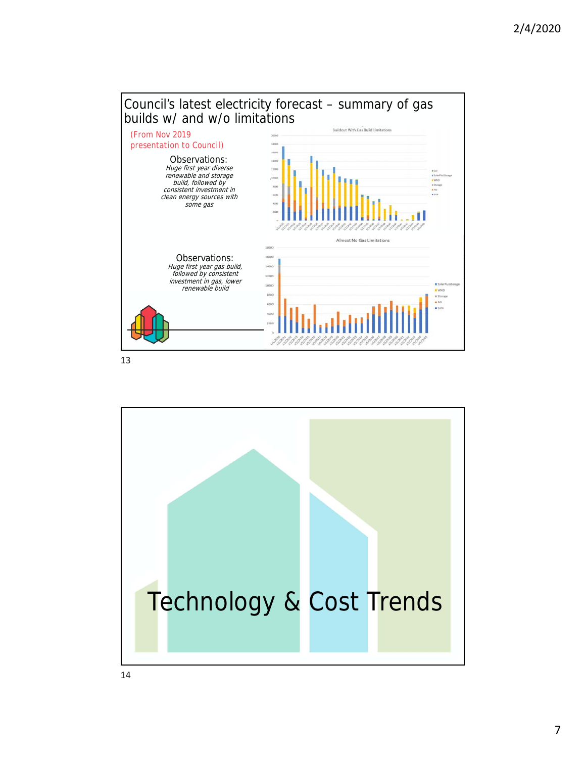## Council's latest electricity forecast – summary of gas builds w/ and w/o limitations

(From Nov 2019 presentation to Council)

Observations:
*Huge first year diverse renewable and storage build, followed by consistent investment in clean energy sources with some gas*

Observations:
*Huge first year gas build, followed by consistent investment in gas, lower renewable build*

## Technology & Cost Trends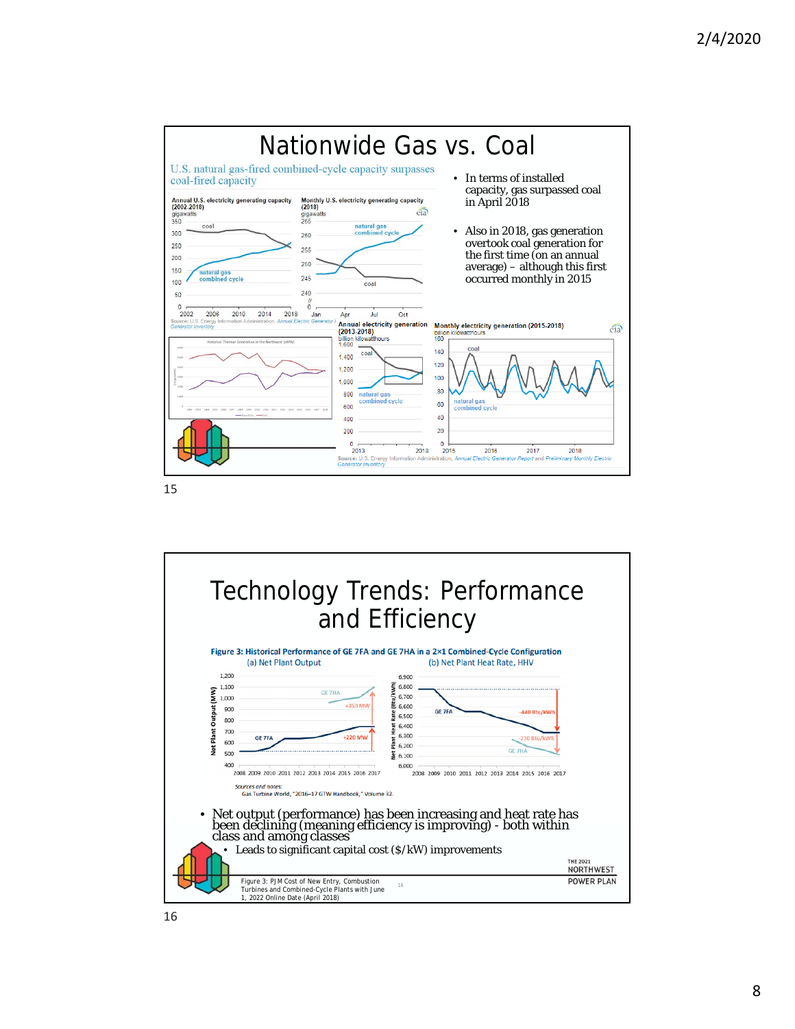# Nationwide Gas vs. Coal

U.S. natural gas-fired combined-cycle capacity surpasses coal-fired capacity

- In terms of installed capacity, gas surpassed coal in April 2018
- Also in 2018, gas generation overtook coal generation for the first time (on an annual average) – although this first occurred monthly in 2015

Source: U.S. Energy Information Administration, Annual Electric Generator Report and Preliminary Monthly Electric Generator Inventory

# Technology Trends: Performance and Efficiency

**Figure 3: Historical Performance of GE 7FA and GE 7HA in a 2×1 Combined-Cycle Configuration**

(a) Net Plant Output (b) Net Plant Heat Rate, HHV

Sources and notes:
Gas Turbine World, "2016–17 GTW Handbook," Volume 32.

- Net output (performance) has been increasing and heat rate has been declining (meaning efficiency is improving) - both within class and among classes
  - Leads to significant capital cost ($/kW) improvements

Figure 3: PJM Cost of New Entry, Combustion Turbines and Combined-Cycle Plants with June 1, 2022 Online Date (April 2018)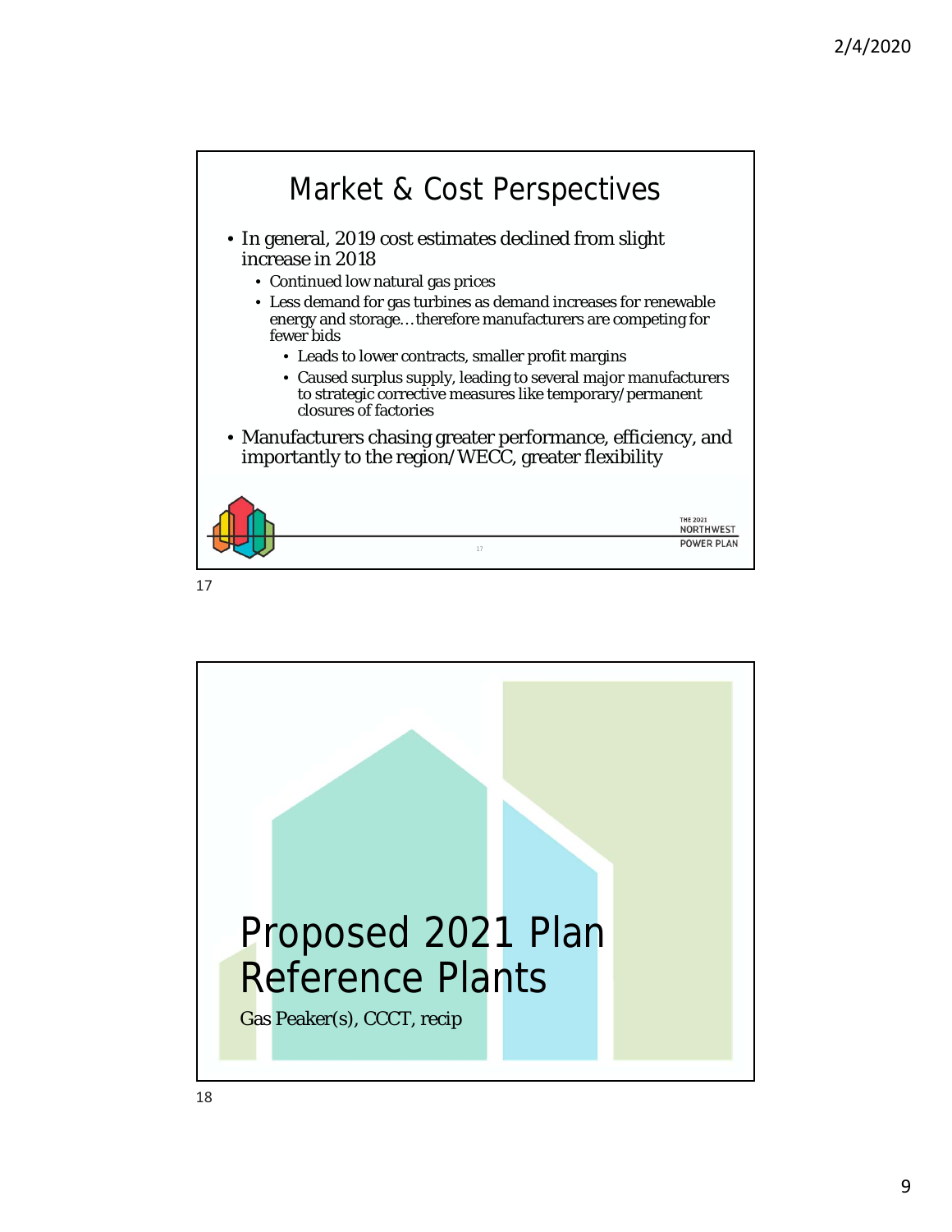## Market & Cost Perspectives

- In general, 2019 cost estimates declined from slight increase in 2018
  - Continued low natural gas prices
  - Less demand for gas turbines as demand increases for renewable energy and storage…therefore manufacturers are competing for fewer bids
    - Leads to lower contracts, smaller profit margins
    - Caused surplus supply, leading to several major manufacturers to strategic corrective measures like temporary/permanent closures of factories
- Manufacturers chasing greater performance, efficiency, and importantly to the region/WECC, greater flexibility

## Proposed 2021 Plan Reference Plants

Gas Peaker(s), CCCT, recip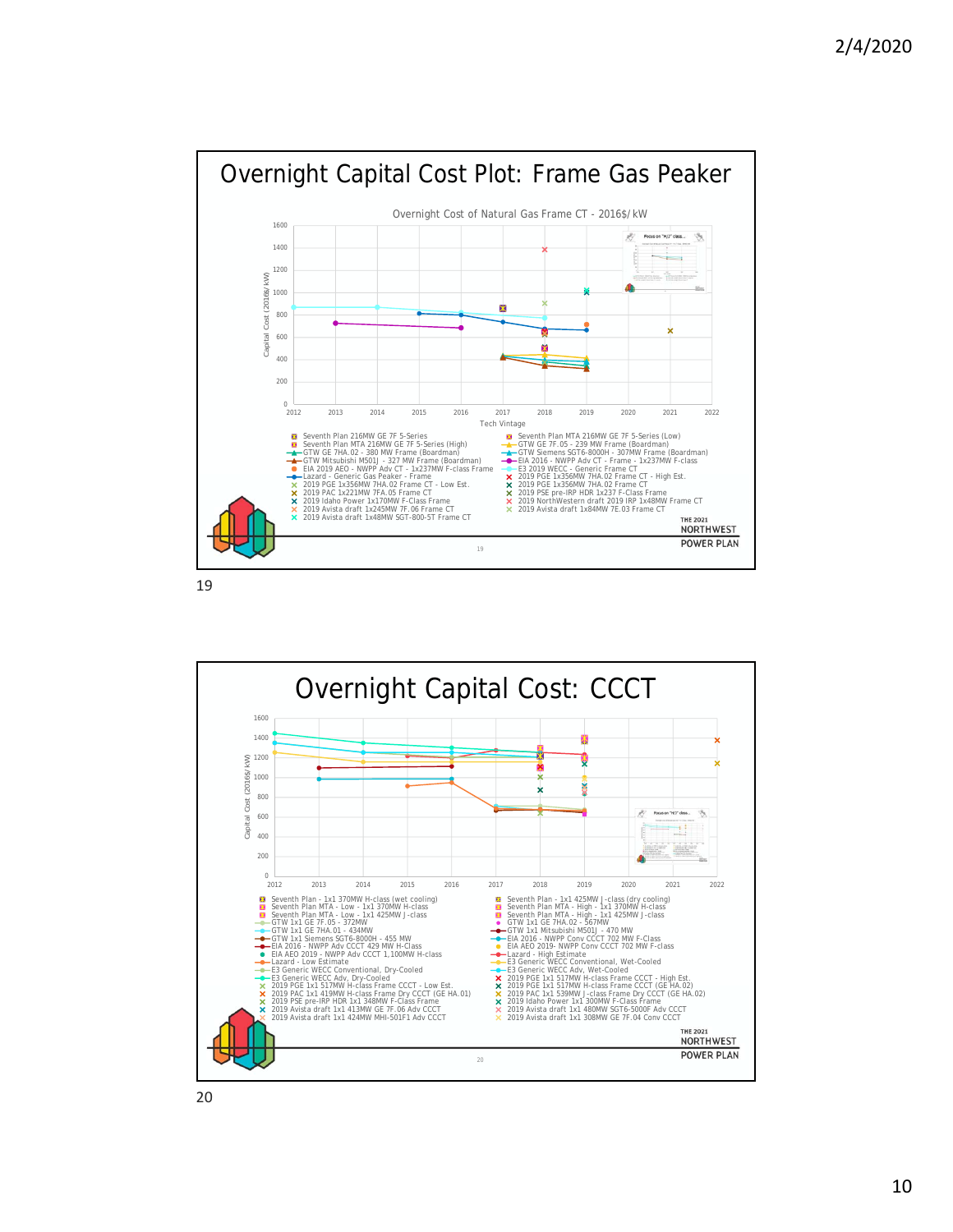# Overnight Capital Cost Plot: Frame Gas Peaker

Overnight Cost of Natural Gas Frame CT - 2016$/ kW

- Seventh Plan 216MW GE 7F 5-Series
- Seventh Plan MTA 216MW GE 7F 5-Series (High)
- GTW GE 7HA.02 - 380 MW Frame (Boardman)
- GTW Mitsubishi M501J - 327 MW Frame (Boardman)
- EIA 2019 AEO - NWPP Adv CT - 1x237MW F-class Frame
- Lazard - Generic Gas Peaker - Frame
- 2019 PGE 1x356MW 7HA.02 Frame CT - Low Est.
- 2019 PAC 1x221MW 7FA.05 Frame CT
- 2019 Idaho Power 1x170MW F-Class Frame
- 2019 Avista draft 1x245MW 7F.06 Frame CT
- 2019 Avista draft 1x48MW SGT-800-5T Frame CT
- Seventh Plan MTA 216MW GE 7F 5-Series (Low)
- GTW GE 7F.05 - 239 MW Frame (Boardman)
- GTW Siemens SGT6-8000H - 307MW Frame (Boardman)
- EIA 2016 - NWPP Adv CT - Frame - 1x237MW F-class
- E3 2019 WECC - Generic Frame CT
- 2019 PGE 1x356MW 7HA.02 Frame CT - High Est.
- 2019 PGE 1x356MW 7HA.02 Frame CT
- 2019 PSE pre-IRP HDR 1x237 F-Class Frame
- 2019 NorthWestern draft 2019 IRP 1x48MW Frame CT
- 2019 Avista draft 1x84MW 7E.03 Frame CT

# Overnight Capital Cost: CCCT

- Seventh Plan - 1x1 370MW H-class (wet cooling)
- Seventh Plan MTA - Low - 1x1 370MW H-class
- Seventh Plan MTA - Low - 1x1 425MW J-class
- GTW 1x1 GE 7F.05 - 372MW
- GTW 1x1 GE 7HA.01 - 434MW
- GTW 1x1 Siemens SGT6-8000H - 455 MW
- EIA 2016 - NWPP Adv CCCT 429 MW H-Class
- EIA AEO 2019 - NWPP Adv CCCT 1,100MW H-class
- Lazard - Low Estimate
- E3 Generic WECC Conventional, Dry-Cooled
- E3 Generic WECC Adv, Dry-Cooled
- 2019 PGE 1x1 517MW H-class Frame CCCT - Low Est.
- 2019 PAC 1x1 419MW H-class Frame Dry CCCT (GE HA.01)
- 2019 PSE pre-IRP HDR 1x1 348MW F-Class Frame
- 2019 Avista draft 1x1 413MW GE 7F.06 Adv CCCT
- 2019 Avista draft 1x1 424MW MHI-501F1 Adv CCCT
- Seventh Plan - 1x1 425MW J-class (dry cooling)
- Seventh Plan MTA - High - 1x1 370MW H-class
- Seventh Plan MTA - High - 1x1 425MW J-class
- GTW 1x1 GE 7HA.02 - 567MW
- GTW 1x1 Mitsubishi M501J - 470 MW
- EIA 2016 - NWPP Conv CCCT 702 MW F-Class
- EIA AEO 2019- NWPP Conv CCCT 702 MW F-class
- Lazard - High Estimate
- E3 Generic WECC Conventional, Wet-Cooled
- E3 Generic WECC Adv, Wet-Cooled
- 2019 PGE 1x1 517MW H-class Frame CCCT - High Est.
- 2019 PGE 1x1 517MW H-class Frame CCCT (GE HA.02)
- 2019 PAC 1x1 539MW J-class Frame Dry CCCT (GE HA.02)
- 2019 Idaho Power 1x1 300MW F-Class Frame
- 2019 Avista draft 1x1 480MW SGT6-5000F Adv CCCT
- 2019 Avista draft 1x1 308MW GE 7F.04 Conv CCCT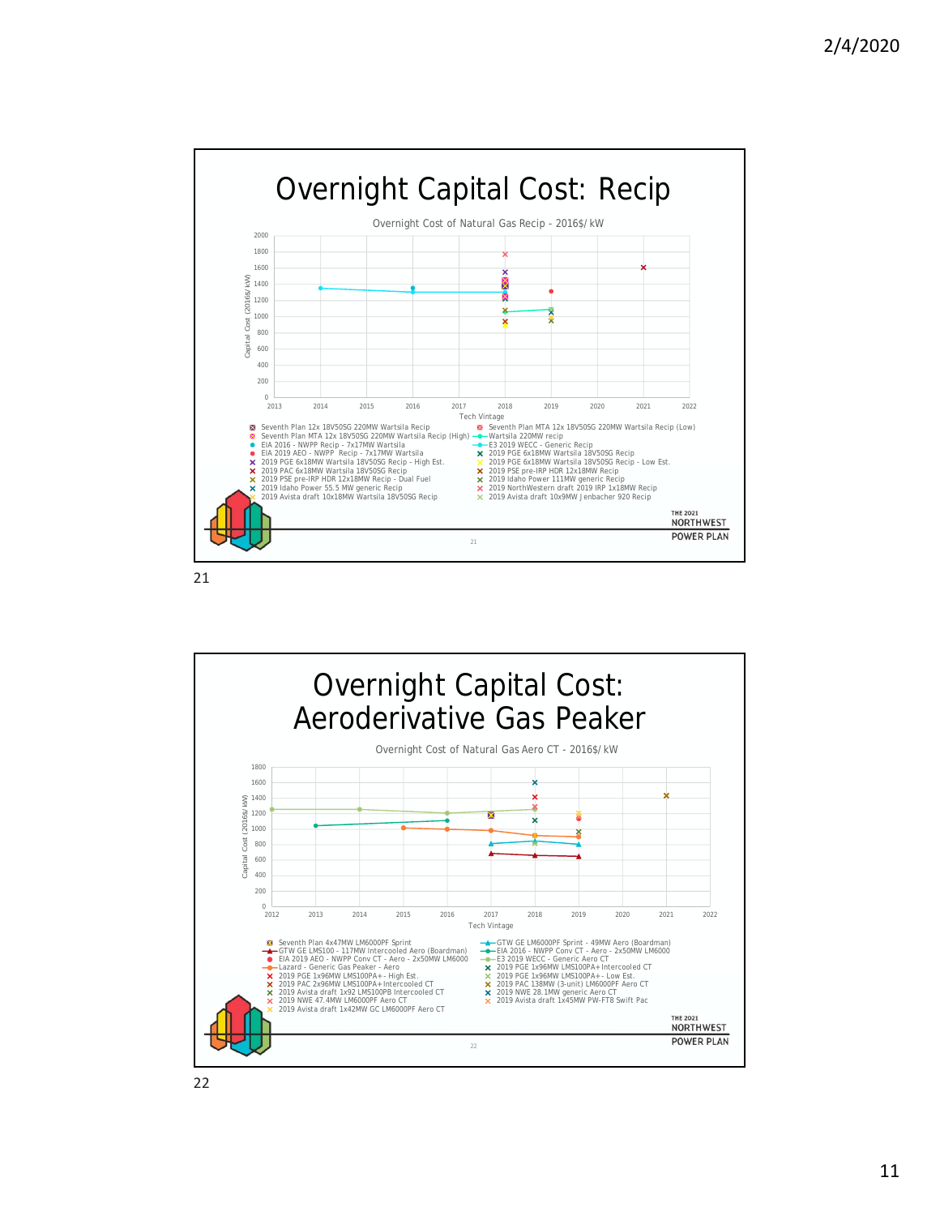# Overnight Capital Cost: Recip

Overnight Cost of Natural Gas Recip - 2016$/kW

Capital Cost (2016$/kW)

Tech Vintage

- Seventh Plan 12x 18V50SG 220MW Wartsila Recip
- Seventh Plan MTA 12x 18V50SG 220MW Wartsila Recip (Low)
- Seventh Plan MTA 12x 18V50SG 220MW Wartsila Recip (High)
- Wartsila 220MW recip
- EIA 2016 - NWPP Recip - 7x17MW Wartsila
- E3 2019 WECC - Generic Recip
- EIA 2019 AEO - NWPP Recip - 7x17MW Wartsila
- 2019 PGE 6x18MW Wartsila 18V50SG Recip
- 2019 PGE 6x18MW Wartsila 18V50SG Recip - High Est.
- 2019 PGE 6x18MW Wartsila 18V50SG Recip - Low Est.
- 2019 PAC 6x18MW Wartsila 18V50SG Recip
- 2019 PSE pre-IRP HDR 12x18MW Recip
- 2019 PSE pre-IRP HDR 12x18MW Recip - Dual Fuel
- 2019 Idaho Power 111MW generic Recip
- 2019 Idaho Power 55.5 MW generic Recip
- 2019 NorthWestern draft 2019 IRP 1x18MW Recip
- 2019 Avista draft 10x18MW Wartsila 18V50SG Recip
- 2019 Avista draft 10x9MW Jenbacher 920 Recip

# Overnight Capital Cost: Aeroderivative Gas Peaker

Overnight Cost of Natural Gas Aero CT - 2016$/kW

Capital Cost (2016$/kW)

Tech Vintage

- Seventh Plan 4x47MW LM6000PF Sprint
- GTW GE LM6000PF Sprint - 49MW Aero (Boardman)
- GTW GE LMS100 - 117MW Intercooled Aero (Boardman)
- EIA 2016 - NWPP Conv CT - Aero - 2x50MW LM6000
- EIA 2019 AEO - NWPP Conv CT - Aero - 2x50MW LM6000
- E3 2019 WECC - Generic Aero CT
- Lazard - Generic Gas Peaker - Aero
- 2019 PGE 1x96MW LMS100PA+ Intercooled CT
- 2019 PGE 1x96MW LMS100PA+ - High Est.
- 2019 PGE 1x96MW LMS100PA+ - Low Est.
- 2019 PAC 2x96MW LMS100PA+ Intercooled CT
- 2019 PAC 138MW (3-unit) LM6000PF Aero CT
- 2019 Avista draft 1x92 LMS100PB Intercooled CT
- 2019 NWE 28.1MW generic Aero CT
- 2019 NWE 47.4MW LM6000PF Aero CT
- 2019 Avista draft 1x45MW PW-FT8 Swift Pac
- 2019 Avista draft 1x42MW GC LM6000PF Aero CT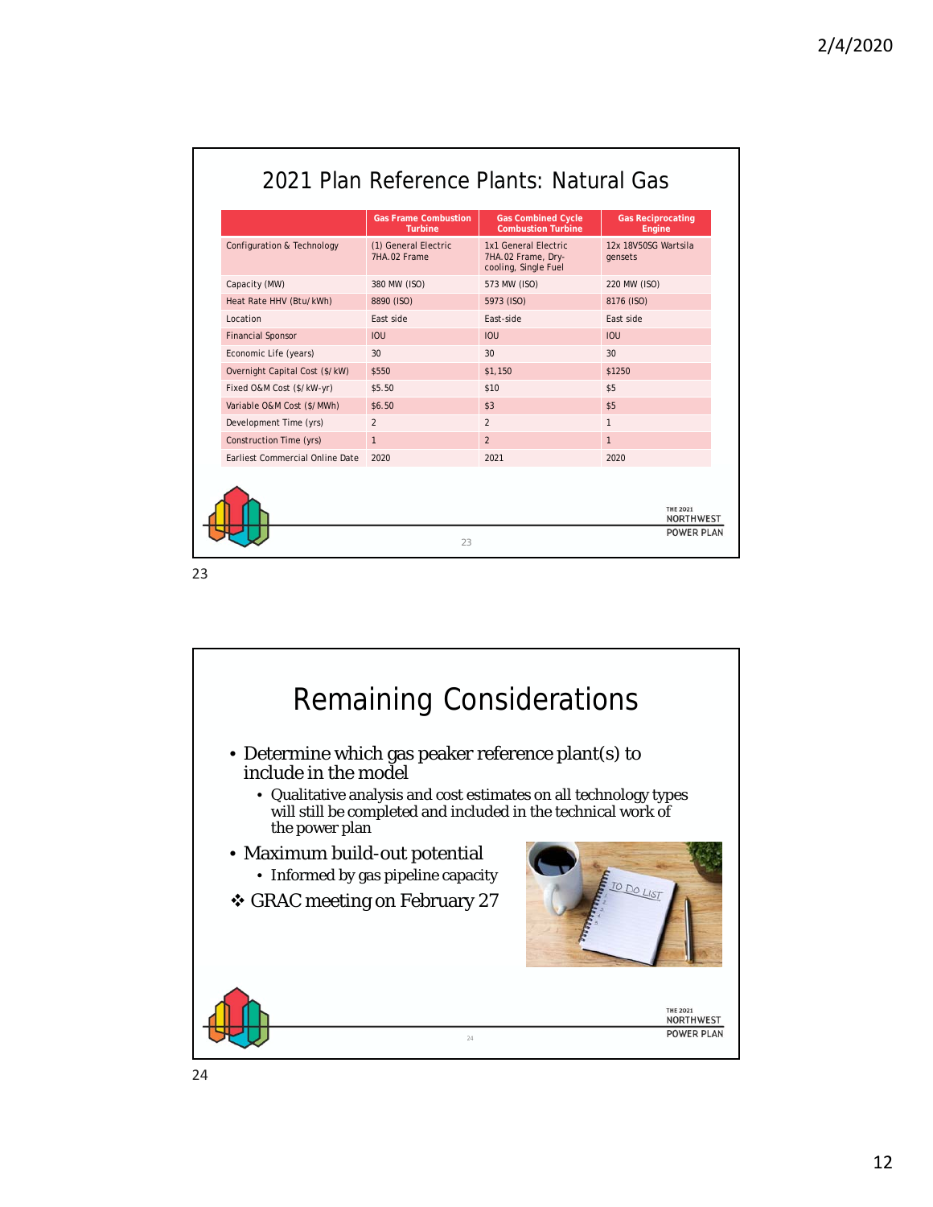## 2021 Plan Reference Plants: Natural Gas

| | Gas Frame Combustion Turbine | Gas Combined Cycle Combustion Turbine | Gas Reciprocating Engine |
|---|---|---|---|
| Configuration & Technology | (1) General Electric 7HA.02 Frame | 1x1 General Electric 7HA.02 Frame, Dry-cooling, Single Fuel | 12x 18V50SG Wartsila gensets |
| Capacity (MW) | 380 MW (ISO) | 573 MW (ISO) | 220 MW (ISO) |
| Heat Rate HHV (Btu/kWh) | 8890 (ISO) | 5973 (ISO) | 8176 (ISO) |
| Location | East side | East-side | East side |
| Financial Sponsor | IOU | IOU | IOU |
| Economic Life (years) | 30 | 30 | 30 |
| Overnight Capital Cost ($/kW) | $550 | $1,150 | $1250 |
| Fixed O&M Cost ($/kW-yr) | $5.50 | $10 | $5 |
| Variable O&M Cost ($/MWh) | $6.50 | $3 | $5 |
| Development Time (yrs) | 2 | 2 | 1 |
| Construction Time (yrs) | 1 | 2 | 1 |
| Earliest Commercial Online Date | 2020 | 2021 | 2020 |

## Remaining Considerations

- Determine which gas peaker reference plant(s) to include in the model
  - Qualitative analysis and cost estimates on all technology types will still be completed and included in the technical work of the power plan
- Maximum build-out potential
  - Informed by gas pipeline capacity

❖ GRAC meeting on February 27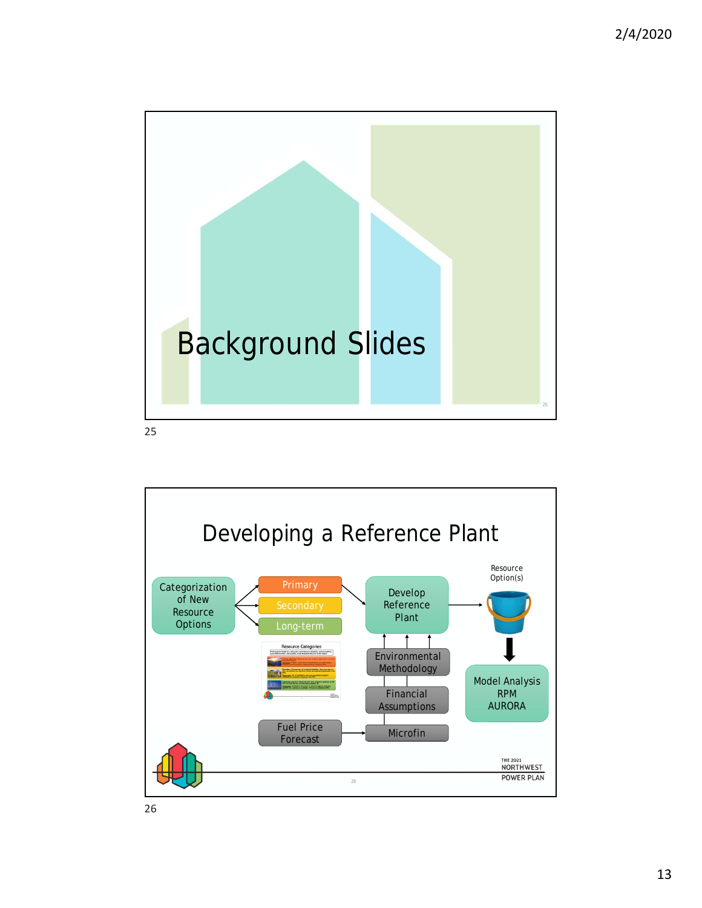# Background Slides

# Developing a Reference Plant

Categorization of New Resource Options

- Primary
- Secondary
- Long-term

Develop Reference Plant

Resource Option(s)

Model Analysis
RPM
AURORA

Environmental Methodology

Financial Assumptions

Fuel Price Forecast

Microfin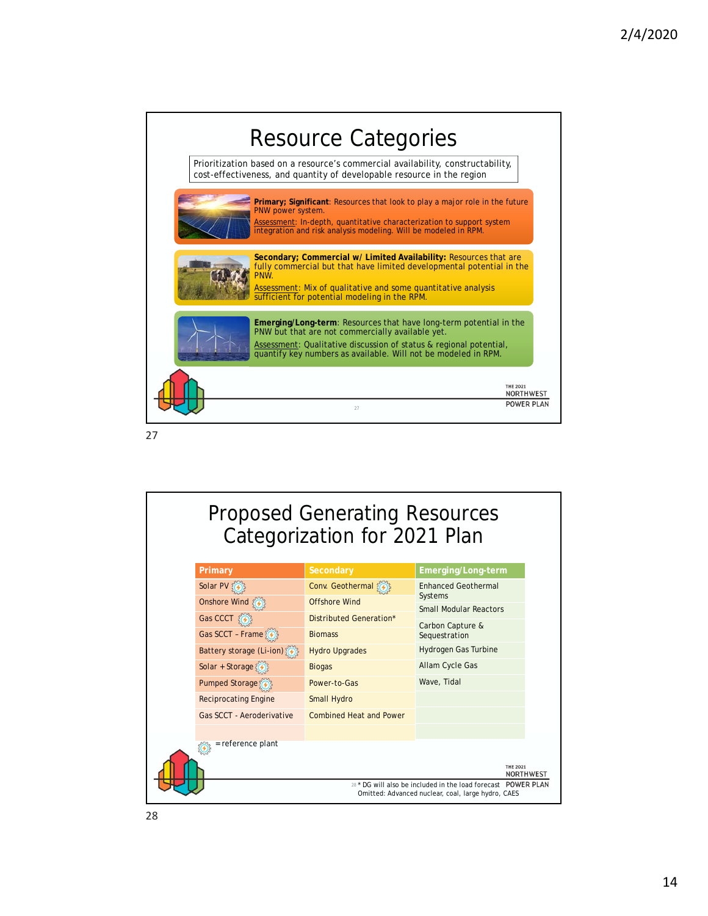# Resource Categories

Prioritization based on a resource's commercial availability, constructability, cost-effectiveness, and quantity of developable resource in the region

**Primary; Significant**: Resources that look to play a major role in the future PNW power system.
Assessment: In-depth, quantitative characterization to support system integration and risk analysis modeling. Will be modeled in RPM.

**Secondary; Commercial w/ Limited Availability:** Resources that are fully commercial but that have limited developmental potential in the PNW.
Assessment: Mix of qualitative and some quantitative analysis sufficient for potential modeling in the RPM.

**Emerging/Long-term**: Resources that have long-term potential in the PNW but that are not commercially available yet.
Assessment: Qualitative discussion of status & regional potential, quantify key numbers as available. Will not be modeled in RPM.

THE 2021 NORTHWEST POWER PLAN

# Proposed Generating Resources Categorization for 2021 Plan

| Primary | Secondary | Emerging/Long-term |
|---|---|---|
| Solar PV ⚙ | Conv. Geothermal ⚙ | Enhanced Geothermal Systems |
| Onshore Wind ⚙ | Offshore Wind | Small Modular Reactors |
| Gas CCCT ⚙ | Distributed Generation* | Carbon Capture & Sequestration |
| Gas SCCT – Frame ⚙ | Biomass | |
| Battery storage (Li-ion) ⚙ | Hydro Upgrades | Hydrogen Gas Turbine |
| Solar + Storage ⚙ | Biogas | Allam Cycle Gas |
| Pumped Storage ⚙ | Power-to-Gas | Wave, Tidal |
| Reciprocating Engine | Small Hydro | |
| Gas SCCT - Aeroderivative | Combined Heat and Power | |

⚙ = reference plant

\* DG will also be included in the load forecast
Omitted: Advanced nuclear, coal, large hydro, CAES

THE 2021 NORTHWEST POWER PLAN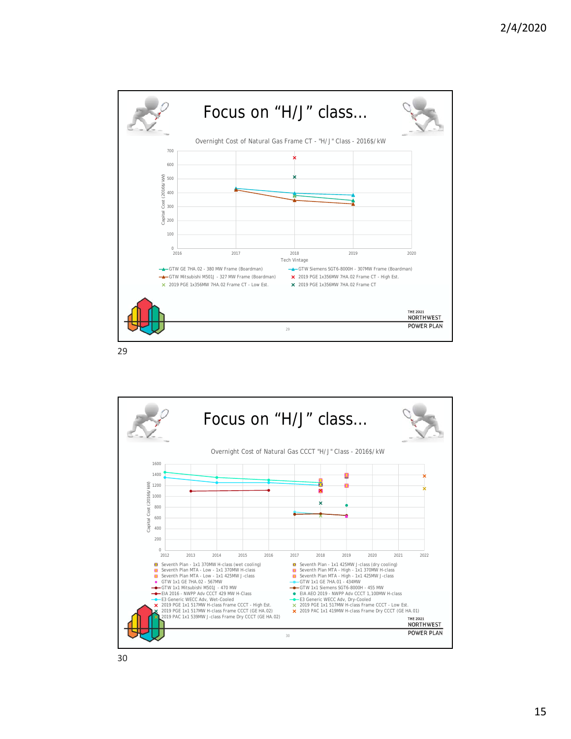# Focus on “H/J” class…

Overnight Cost of Natural Gas Frame CT - "H/J" Class - 2016$/kW

Capital Cost (2016$/kW)

700
600
500
400
300
200
100
0

2016
2017
2018
2019
2020

Tech Vintage

GTW GE 7HA.02 - 380 MW Frame (Boardman)
GTW Siemens SGT6-8000H - 307MW Frame (Boardman)
GTW Mitsubishi M501J - 327 MW Frame (Boardman)
2019 PGE 1x356MW 7HA.02 Frame CT - High Est.
2019 PGE 1x356MW 7HA.02 Frame CT - Low Est.
2019 PGE 1x356MW 7HA.02 Frame CT

THE 2021 NORTHWEST POWER PLAN

29

# Focus on “H/J” class…

Overnight Cost of Natural Gas CCCT "H/J" Class - 2016$/kW

Capital Cost (2016$/kW)

1600
1400
1200
1000
800
600
400
200
0

2012
2013
2014
2015
2016
2017
2018
2019
2020
2021
2022

Seventh Plan - 1x1 370MW H-class (wet cooling)
Seventh Plan - 1x1 425MW J-class (dry cooling)
Seventh Plan MTA - Low - 1x1 370MW H-class
Seventh Plan MTA - High - 1x1 370MW H-class
Seventh Plan MTA - Low - 1x1 425MW J-class
Seventh Plan MTA - High - 1x1 425MW J-class
GTW 1x1 GE 7HA.02 - 567MW
GTW 1x1 GE 7HA.01 - 434MW
GTW 1x1 Mitsubishi M501J - 470 MW
GTW 1x1 Siemens SGT6-8000H - 455 MW
EIA 2016 - NWPP Adv CCCT 429 MW H-Class
EIA AEO 2019 - NWPP Adv CCCT 1,100MW H-class
E3 Generic WECC Adv. Wet-Cooled
E3 Generic WECC Adv. Dry-Cooled
2019 PGE 1x1 517MW H-class Frame CCCT - High Est.
2019 PGE 1x1 517MW H-class Frame CCCT - Low Est.
2019 PGE 1x1 517MW H-class Frame CCCT (GE HA.02)
2019 PAC 1x1 419MW H-class Frame Dry CCCT (GE HA.01)
2019 PAC 1x1 539MW J-class Frame Dry CCCT (GE HA.02)

THE 2021 NORTHWEST POWER PLAN

30